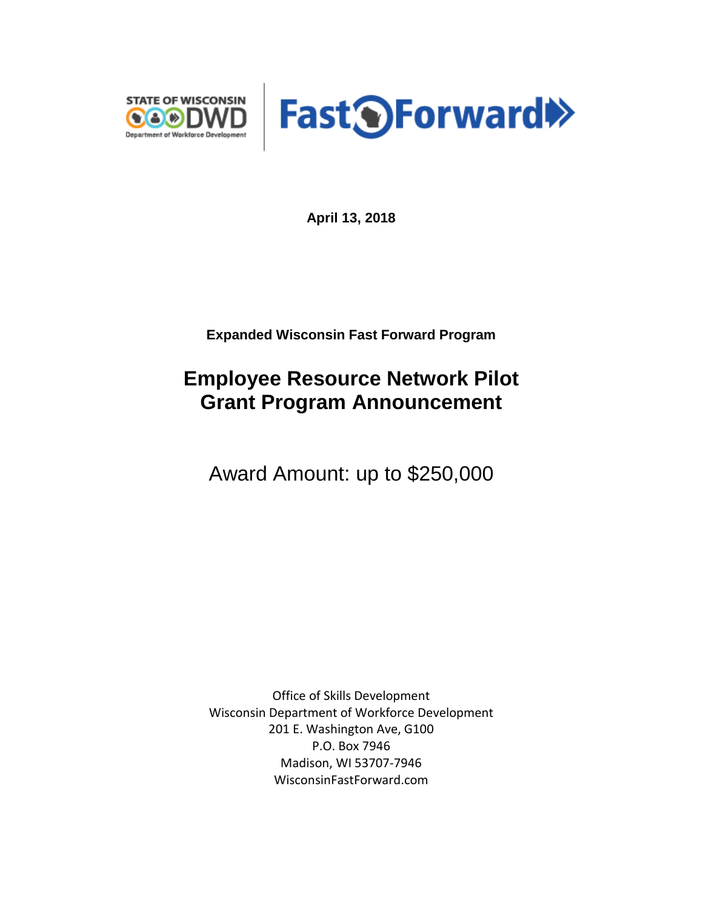**April 13, 2018**

**Expanded Wisconsin Fast Forward Program**

# Employee Resource Network Pilot Grant Program Announcement

Award Amount: up to $250,000

Office of Skills Development
Wisconsin Department of Workforce Development
201 E. Washington Ave, G100
P.O. Box 7946
Madison, WI 53707-7946
WisconsinFastForward.com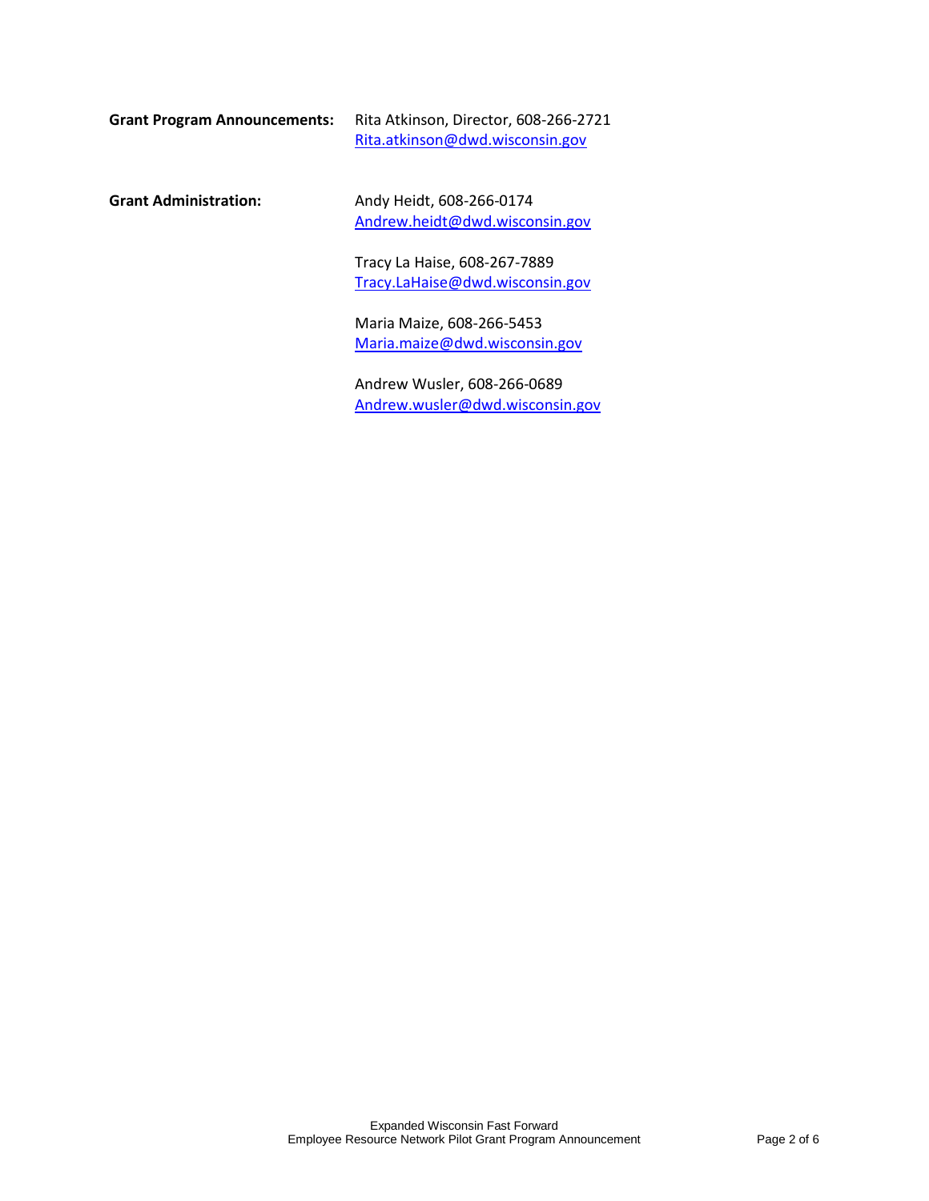**Grant Program Announcements:** Rita Atkinson, Director, 608-266-2721
Rita.atkinson@dwd.wisconsin.gov

**Grant Administration:** Andy Heidt, 608-266-0174
Andrew.heidt@dwd.wisconsin.gov

Tracy La Haise, 608-267-7889
Tracy.LaHaise@dwd.wisconsin.gov

Maria Maize, 608-266-5453
Maria.maize@dwd.wisconsin.gov

Andrew Wusler, 608-266-0689
Andrew.wusler@dwd.wisconsin.gov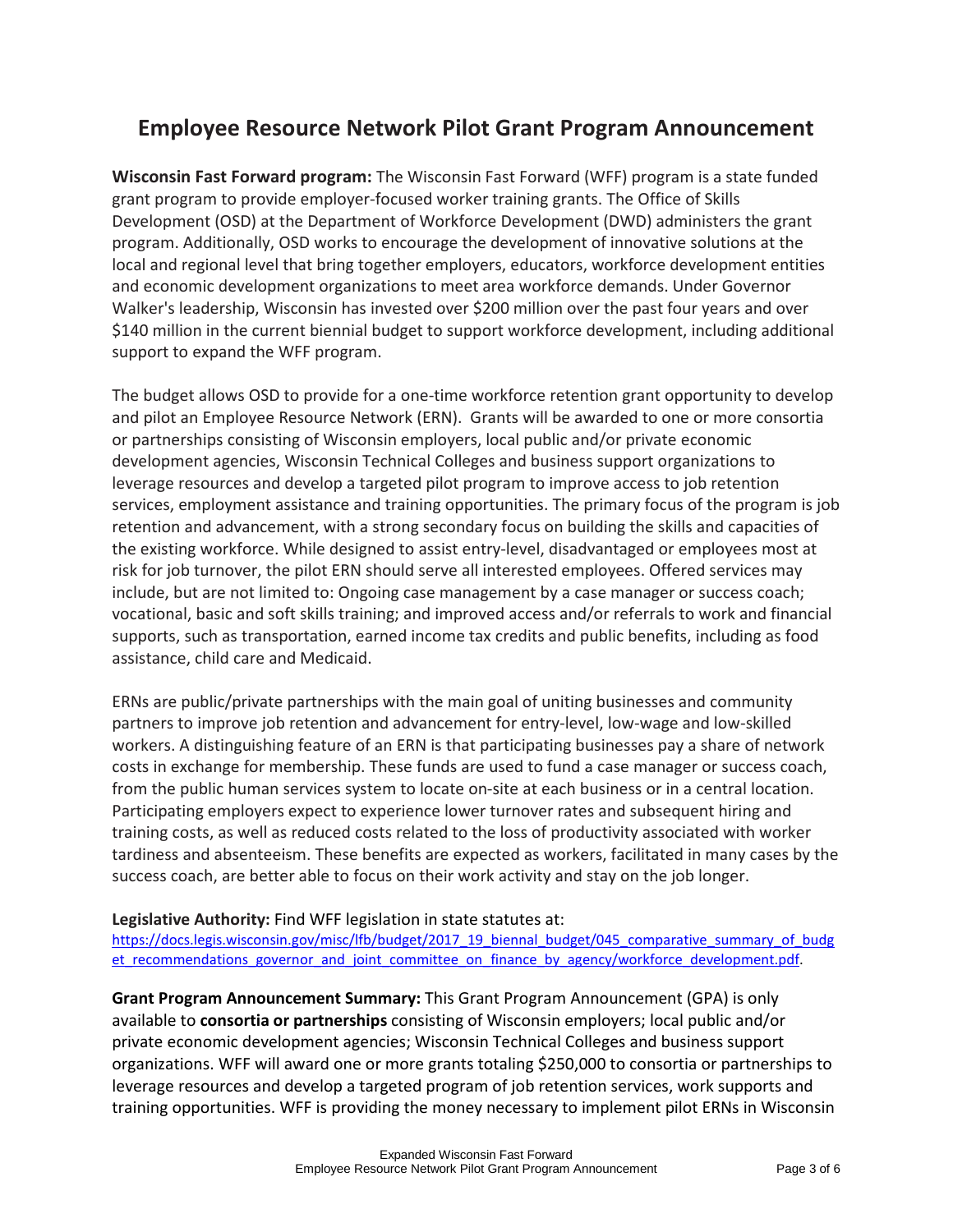# Employee Resource Network Pilot Grant Program Announcement

**Wisconsin Fast Forward program:** The Wisconsin Fast Forward (WFF) program is a state funded grant program to provide employer-focused worker training grants. The Office of Skills Development (OSD) at the Department of Workforce Development (DWD) administers the grant program. Additionally, OSD works to encourage the development of innovative solutions at the local and regional level that bring together employers, educators, workforce development entities and economic development organizations to meet area workforce demands. Under Governor Walker's leadership, Wisconsin has invested over $200 million over the past four years and over $140 million in the current biennial budget to support workforce development, including additional support to expand the WFF program.

The budget allows OSD to provide for a one-time workforce retention grant opportunity to develop and pilot an Employee Resource Network (ERN). Grants will be awarded to one or more consortia or partnerships consisting of Wisconsin employers, local public and/or private economic development agencies, Wisconsin Technical Colleges and business support organizations to leverage resources and develop a targeted pilot program to improve access to job retention services, employment assistance and training opportunities. The primary focus of the program is job retention and advancement, with a strong secondary focus on building the skills and capacities of the existing workforce. While designed to assist entry-level, disadvantaged or employees most at risk for job turnover, the pilot ERN should serve all interested employees. Offered services may include, but are not limited to: Ongoing case management by a case manager or success coach; vocational, basic and soft skills training; and improved access and/or referrals to work and financial supports, such as transportation, earned income tax credits and public benefits, including as food assistance, child care and Medicaid.

ERNs are public/private partnerships with the main goal of uniting businesses and community partners to improve job retention and advancement for entry-level, low-wage and low-skilled workers. A distinguishing feature of an ERN is that participating businesses pay a share of network costs in exchange for membership. These funds are used to fund a case manager or success coach, from the public human services system to locate on-site at each business or in a central location. Participating employers expect to experience lower turnover rates and subsequent hiring and training costs, as well as reduced costs related to the loss of productivity associated with worker tardiness and absenteeism. These benefits are expected as workers, facilitated in many cases by the success coach, are better able to focus on their work activity and stay on the job longer.

**Legislative Authority:** Find WFF legislation in state statutes at: https://docs.legis.wisconsin.gov/misc/lfb/budget/2017_19_biennal_budget/045_comparative_summary_of_budget_recommendations_governor_and_joint_committee_on_finance_by_agency/workforce_development.pdf.

**Grant Program Announcement Summary:** This Grant Program Announcement (GPA) is only available to **consortia or partnerships** consisting of Wisconsin employers; local public and/or private economic development agencies; Wisconsin Technical Colleges and business support organizations. WFF will award one or more grants totaling $250,000 to consortia or partnerships to leverage resources and develop a targeted program of job retention services, work supports and training opportunities. WFF is providing the money necessary to implement pilot ERNs in Wisconsin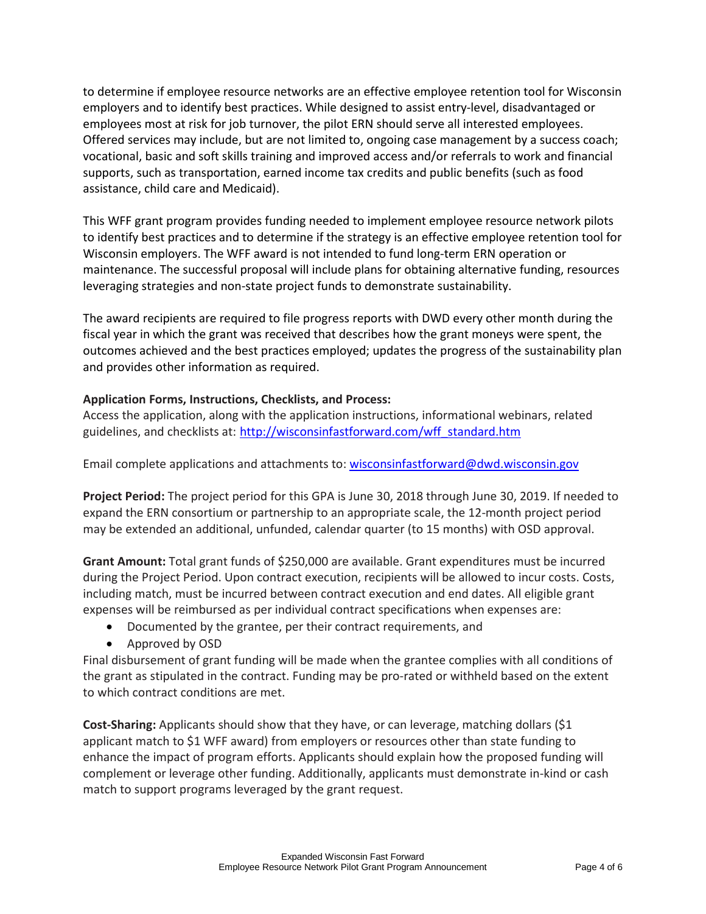to determine if employee resource networks are an effective employee retention tool for Wisconsin employers and to identify best practices. While designed to assist entry-level, disadvantaged or employees most at risk for job turnover, the pilot ERN should serve all interested employees. Offered services may include, but are not limited to, ongoing case management by a success coach; vocational, basic and soft skills training and improved access and/or referrals to work and financial supports, such as transportation, earned income tax credits and public benefits (such as food assistance, child care and Medicaid).

This WFF grant program provides funding needed to implement employee resource network pilots to identify best practices and to determine if the strategy is an effective employee retention tool for Wisconsin employers. The WFF award is not intended to fund long-term ERN operation or maintenance. The successful proposal will include plans for obtaining alternative funding, resources leveraging strategies and non-state project funds to demonstrate sustainability.

The award recipients are required to file progress reports with DWD every other month during the fiscal year in which the grant was received that describes how the grant moneys were spent, the outcomes achieved and the best practices employed; updates the progress of the sustainability plan and provides other information as required.

**Application Forms, Instructions, Checklists, and Process:**
Access the application, along with the application instructions, informational webinars, related guidelines, and checklists at: [http://wisconsinfastforward.com/wff_standard.htm](http://wisconsinfastforward.com/wff_standard.htm)

Email complete applications and attachments to: [wisconsinfastforward@dwd.wisconsin.gov](mailto:wisconsinfastforward@dwd.wisconsin.gov)

**Project Period:** The project period for this GPA is June 30, 2018 through June 30, 2019. If needed to expand the ERN consortium or partnership to an appropriate scale, the 12-month project period may be extended an additional, unfunded, calendar quarter (to 15 months) with OSD approval.

**Grant Amount:** Total grant funds of $250,000 are available. Grant expenditures must be incurred during the Project Period. Upon contract execution, recipients will be allowed to incur costs. Costs, including match, must be incurred between contract execution and end dates. All eligible grant expenses will be reimbursed as per individual contract specifications when expenses are:

- Documented by the grantee, per their contract requirements, and
- Approved by OSD

Final disbursement of grant funding will be made when the grantee complies with all conditions of the grant as stipulated in the contract. Funding may be pro-rated or withheld based on the extent to which contract conditions are met.

**Cost-Sharing:** Applicants should show that they have, or can leverage, matching dollars ($1 applicant match to $1 WFF award) from employers or resources other than state funding to enhance the impact of program efforts. Applicants should explain how the proposed funding will complement or leverage other funding. Additionally, applicants must demonstrate in-kind or cash match to support programs leveraged by the grant request.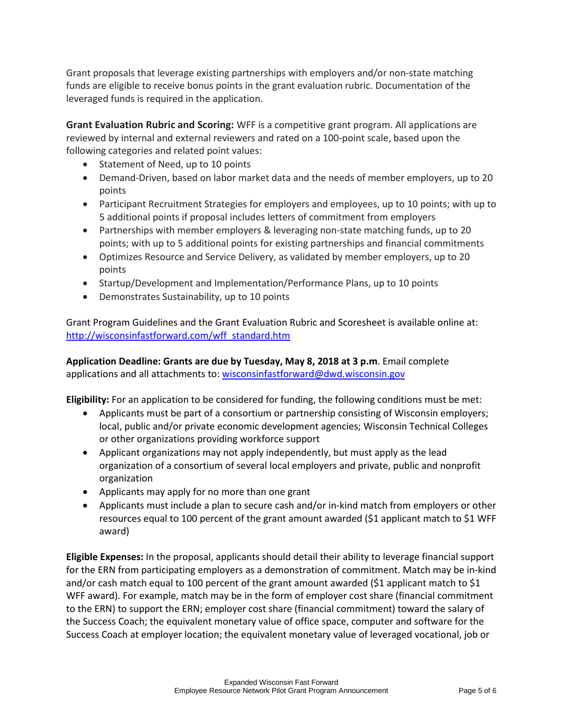Grant proposals that leverage existing partnerships with employers and/or non-state matching funds are eligible to receive bonus points in the grant evaluation rubric. Documentation of the leveraged funds is required in the application.

**Grant Evaluation Rubric and Scoring:** WFF is a competitive grant program. All applications are reviewed by internal and external reviewers and rated on a 100-point scale, based upon the following categories and related point values:

- Statement of Need, up to 10 points
- Demand-Driven, based on labor market data and the needs of member employers, up to 20 points
- Participant Recruitment Strategies for employers and employees, up to 10 points; with up to 5 additional points if proposal includes letters of commitment from employers
- Partnerships with member employers & leveraging non-state matching funds, up to 20 points; with up to 5 additional points for existing partnerships and financial commitments
- Optimizes Resource and Service Delivery, as validated by member employers, up to 20 points
- Startup/Development and Implementation/Performance Plans, up to 10 points
- Demonstrates Sustainability, up to 10 points

Grant Program Guidelines and the Grant Evaluation Rubric and Scoresheet is available online at: [http://wisconsinfastforward.com/wff_standard.htm](http://wisconsinfastforward.com/wff_standard.htm)

**Application Deadline: Grants are due by Tuesday, May 8, 2018 at 3 p.m**. Email complete applications and all attachments to: [wisconsinfastforward@dwd.wisconsin.gov](mailto:wisconsinfastforward@dwd.wisconsin.gov)

**Eligibility:** For an application to be considered for funding, the following conditions must be met:

- Applicants must be part of a consortium or partnership consisting of Wisconsin employers; local, public and/or private economic development agencies; Wisconsin Technical Colleges or other organizations providing workforce support
- Applicant organizations may not apply independently, but must apply as the lead organization of a consortium of several local employers and private, public and nonprofit organization
- Applicants may apply for no more than one grant
- Applicants must include a plan to secure cash and/or in-kind match from employers or other resources equal to 100 percent of the grant amount awarded ($1 applicant match to $1 WFF award)

**Eligible Expenses:** In the proposal, applicants should detail their ability to leverage financial support for the ERN from participating employers as a demonstration of commitment. Match may be in-kind and/or cash match equal to 100 percent of the grant amount awarded ($1 applicant match to $1 WFF award). For example, match may be in the form of employer cost share (financial commitment to the ERN) to support the ERN; employer cost share (financial commitment) toward the salary of the Success Coach; the equivalent monetary value of office space, computer and software for the Success Coach at employer location; the equivalent monetary value of leveraged vocational, job or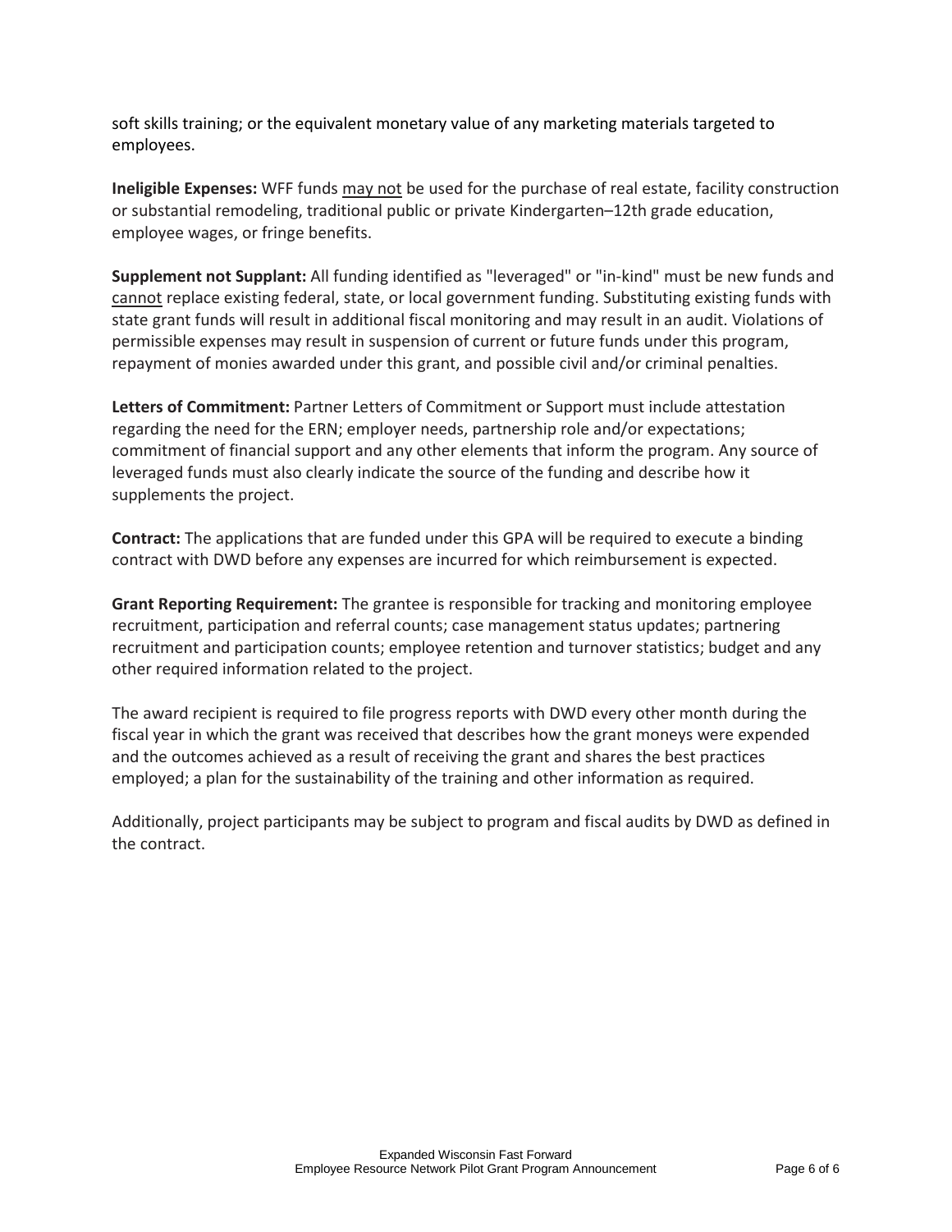soft skills training; or the equivalent monetary value of any marketing materials targeted to employees.

**Ineligible Expenses:** WFF funds <u>may not</u> be used for the purchase of real estate, facility construction or substantial remodeling, traditional public or private Kindergarten–12th grade education, employee wages, or fringe benefits.

**Supplement not Supplant:** All funding identified as "leveraged" or "in-kind" must be new funds and <u>cannot</u> replace existing federal, state, or local government funding. Substituting existing funds with state grant funds will result in additional fiscal monitoring and may result in an audit. Violations of permissible expenses may result in suspension of current or future funds under this program, repayment of monies awarded under this grant, and possible civil and/or criminal penalties.

**Letters of Commitment:** Partner Letters of Commitment or Support must include attestation regarding the need for the ERN; employer needs, partnership role and/or expectations; commitment of financial support and any other elements that inform the program. Any source of leveraged funds must also clearly indicate the source of the funding and describe how it supplements the project.

**Contract:** The applications that are funded under this GPA will be required to execute a binding contract with DWD before any expenses are incurred for which reimbursement is expected.

**Grant Reporting Requirement:** The grantee is responsible for tracking and monitoring employee recruitment, participation and referral counts; case management status updates; partnering recruitment and participation counts; employee retention and turnover statistics; budget and any other required information related to the project.

The award recipient is required to file progress reports with DWD every other month during the fiscal year in which the grant was received that describes how the grant moneys were expended and the outcomes achieved as a result of receiving the grant and shares the best practices employed; a plan for the sustainability of the training and other information as required.

Additionally, project participants may be subject to program and fiscal audits by DWD as defined in the contract.